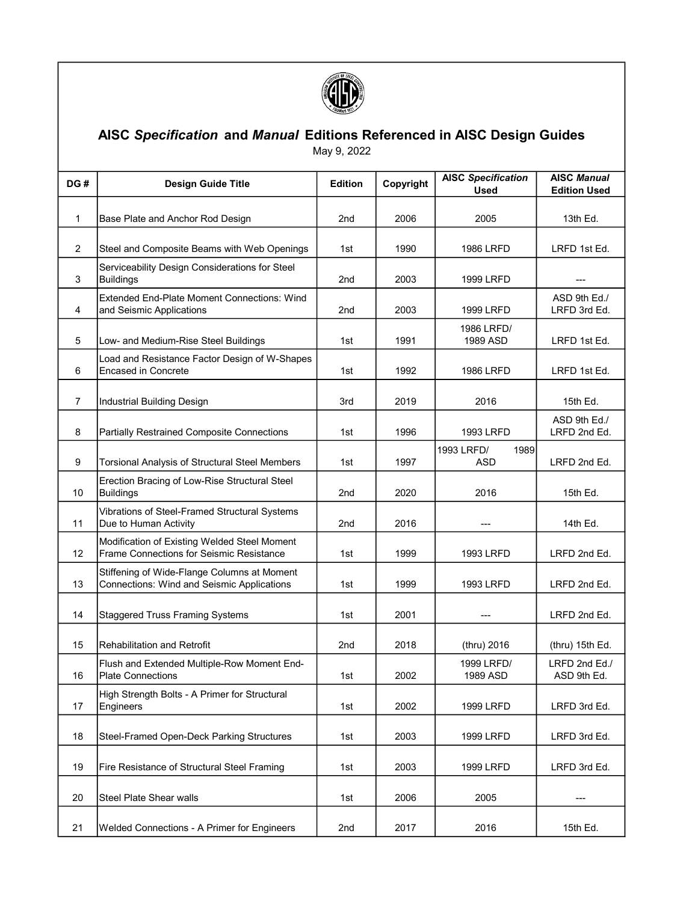# AISC *Specification* and *Manual* Editions Referenced in AISC Design Guides

May 9, 2022

| DG # | Design Guide Title | Edition | Copyright | AISC *Specification* Used | AISC *Manual* Edition Used |
|---|---|---|---|---|---|
| 1 | Base Plate and Anchor Rod Design | 2nd | 2006 | 2005 | 13th Ed. |
| 2 | Steel and Composite Beams with Web Openings | 1st | 1990 | 1986 LRFD | LRFD 1st Ed. |
| 3 | Serviceability Design Considerations for Steel Buildings | 2nd | 2003 | 1999 LRFD | --- |
| 4 | Extended End-Plate Moment Connections: Wind and Seismic Applications | 2nd | 2003 | 1999 LRFD | ASD 9th Ed./ LRFD 3rd Ed. |
| 5 | Low- and Medium-Rise Steel Buildings | 1st | 1991 | 1986 LRFD/ 1989 ASD | LRFD 1st Ed. |
| 6 | Load and Resistance Factor Design of W-Shapes Encased in Concrete | 1st | 1992 | 1986 LRFD | LRFD 1st Ed. |
| 7 | Industrial Building Design | 3rd | 2019 | 2016 | 15th Ed. |
| 8 | Partially Restrained Composite Connections | 1st | 1996 | 1993 LRFD | ASD 9th Ed./ LRFD 2nd Ed. |
| 9 | Torsional Analysis of Structural Steel Members | 1st | 1997 | 1993 LRFD/ 1989 ASD | LRFD 2nd Ed. |
| 10 | Erection Bracing of Low-Rise Structural Steel Buildings | 2nd | 2020 | 2016 | 15th Ed. |
| 11 | Vibrations of Steel-Framed Structural Systems Due to Human Activity | 2nd | 2016 | --- | 14th Ed. |
| 12 | Modification of Existing Welded Steel Moment Frame Connections for Seismic Resistance | 1st | 1999 | 1993 LRFD | LRFD 2nd Ed. |
| 13 | Stiffening of Wide-Flange Columns at Moment Connections: Wind and Seismic Applications | 1st | 1999 | 1993 LRFD | LRFD 2nd Ed. |
| 14 | Staggered Truss Framing Systems | 1st | 2001 | --- | LRFD 2nd Ed. |
| 15 | Rehabilitation and Retrofit | 2nd | 2018 | (thru) 2016 | (thru) 15th Ed. |
| 16 | Flush and Extended Multiple-Row Moment End-Plate Connections | 1st | 2002 | 1999 LRFD/ 1989 ASD | LRFD 2nd Ed./ ASD 9th Ed. |
| 17 | High Strength Bolts - A Primer for Structural Engineers | 1st | 2002 | 1999 LRFD | LRFD 3rd Ed. |
| 18 | Steel-Framed Open-Deck Parking Structures | 1st | 2003 | 1999 LRFD | LRFD 3rd Ed. |
| 19 | Fire Resistance of Structural Steel Framing | 1st | 2003 | 1999 LRFD | LRFD 3rd Ed. |
| 20 | Steel Plate Shear walls | 1st | 2006 | 2005 | --- |
| 21 | Welded Connections - A Primer for Engineers | 2nd | 2017 | 2016 | 15th Ed. |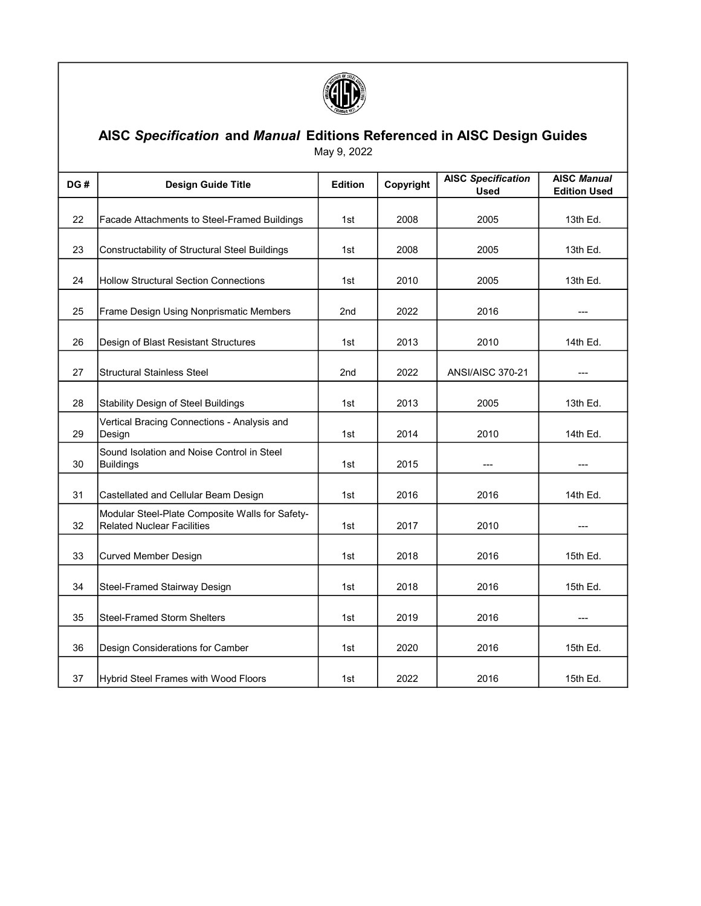# AISC *Specification* and *Manual* Editions Referenced in AISC Design Guides

May 9, 2022

| DG # | Design Guide Title | Edition | Copyright | AISC *Specification* Used | AISC *Manual* Edition Used |
|---|---|---|---|---|---|
| 22 | Facade Attachments to Steel-Framed Buildings | 1st | 2008 | 2005 | 13th Ed. |
| 23 | Constructability of Structural Steel Buildings | 1st | 2008 | 2005 | 13th Ed. |
| 24 | Hollow Structural Section Connections | 1st | 2010 | 2005 | 13th Ed. |
| 25 | Frame Design Using Nonprismatic Members | 2nd | 2022 | 2016 | --- |
| 26 | Design of Blast Resistant Structures | 1st | 2013 | 2010 | 14th Ed. |
| 27 | Structural Stainless Steel | 2nd | 2022 | ANSI/AISC 370-21 | --- |
| 28 | Stability Design of Steel Buildings | 1st | 2013 | 2005 | 13th Ed. |
| 29 | Vertical Bracing Connections - Analysis and Design | 1st | 2014 | 2010 | 14th Ed. |
| 30 | Sound Isolation and Noise Control in Steel Buildings | 1st | 2015 | --- | --- |
| 31 | Castellated and Cellular Beam Design | 1st | 2016 | 2016 | 14th Ed. |
| 32 | Modular Steel-Plate Composite Walls for Safety-Related Nuclear Facilities | 1st | 2017 | 2010 | --- |
| 33 | Curved Member Design | 1st | 2018 | 2016 | 15th Ed. |
| 34 | Steel-Framed Stairway Design | 1st | 2018 | 2016 | 15th Ed. |
| 35 | Steel-Framed Storm Shelters | 1st | 2019 | 2016 | --- |
| 36 | Design Considerations for Camber | 1st | 2020 | 2016 | 15th Ed. |
| 37 | Hybrid Steel Frames with Wood Floors | 1st | 2022 | 2016 | 15th Ed. |